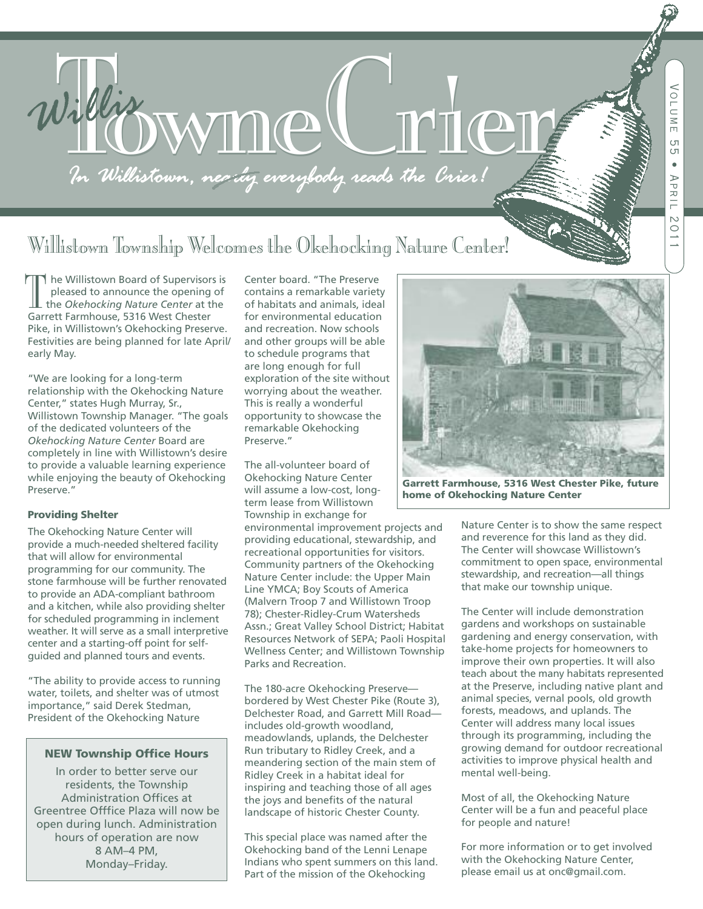# Willis Towne Crier

*In Willistown, ~~nearly~~ everybody reads the Crier!*

## Willistown Township Welcomes the Okehocking Nature Center!

The Willistown Board of Supervisors is pleased to announce the opening of the *Okehocking Nature Center* at the Garrett Farmhouse, 5316 West Chester Pike, in Willistown's Okehocking Preserve. Festivities are being planned for late April/ early May.

"We are looking for a long-term relationship with the Okehocking Nature Center," states Hugh Murray, Sr., Willistown Township Manager. "The goals of the dedicated volunteers of the *Okehocking Nature Center* Board are completely in line with Willistown's desire to provide a valuable learning experience while enjoying the beauty of Okehocking Preserve."

#### Providing Shelter

The Okehocking Nature Center will provide a much-needed sheltered facility that will allow for environmental programming for our community. The stone farmhouse will be further renovated to provide an ADA-compliant bathroom and a kitchen, while also providing shelter for scheduled programming in inclement weather. It will serve as a small interpretive center and a starting-off point for self-guided and planned tours and events.

"The ability to provide access to running water, toilets, and shelter was of utmost importance," said Derek Stedman, President of the Okehocking Nature Center board. "The Preserve contains a remarkable variety of habitats and animals, ideal for environmental education and recreation. Now schools and other groups will be able to schedule programs that are long enough for full exploration of the site without worrying about the weather. This is really a wonderful opportunity to showcase the remarkable Okehocking Preserve."

The all-volunteer board of Okehocking Nature Center will assume a low-cost, long-term lease from Willistown Township in exchange for environmental improvement projects and providing educational, stewardship, and recreational opportunities for visitors. Community partners of the Okehocking Nature Center include: the Upper Main Line YMCA; Boy Scouts of America (Malvern Troop 7 and Willistown Troop 78); Chester-Ridley-Crum Watersheds Assn.; Great Valley School District; Habitat Resources Network of SEPA; Paoli Hospital Wellness Center; and Willistown Township Parks and Recreation.

The 180-acre Okehocking Preserve—bordered by West Chester Pike (Route 3), Delchester Road, and Garrett Mill Road—includes old-growth woodland, meadowlands, uplands, the Delchester Run tributary to Ridley Creek, and a meandering section of the main stem of Ridley Creek in a habitat ideal for inspiring and teaching those of all ages the joys and benefits of the natural landscape of historic Chester County.

This special place was named after the Okehocking band of the Lenni Lenape Indians who spent summers on this land. Part of the mission of the Okehocking Nature Center is to show the same respect and reverence for this land as they did. The Center will showcase Willistown's commitment to open space, environmental stewardship, and recreation—all things that make our township unique.

**Garrett Farmhouse, 5316 West Chester Pike, future home of Okehocking Nature Center**

The Center will include demonstration gardens and workshops on sustainable gardening and energy conservation, with take-home projects for homeowners to improve their own properties. It will also teach about the many habitats represented at the Preserve, including native plant and animal species, vernal pools, old growth forests, meadows, and uplands. The Center will address many local issues through its programming, including the growing demand for outdoor recreational activities to improve physical health and mental well-being.

Most of all, the Okehocking Nature Center will be a fun and peaceful place for people and nature!

For more information or to get involved with the Okehocking Nature Center, please email us at onc@gmail.com.

### NEW Township Office Hours

In order to better serve our residents, the Township Administration Offices at Greentree Offfice Plaza will now be open during lunch. Administration hours of operation are now 8 AM–4 PM, Monday–Friday.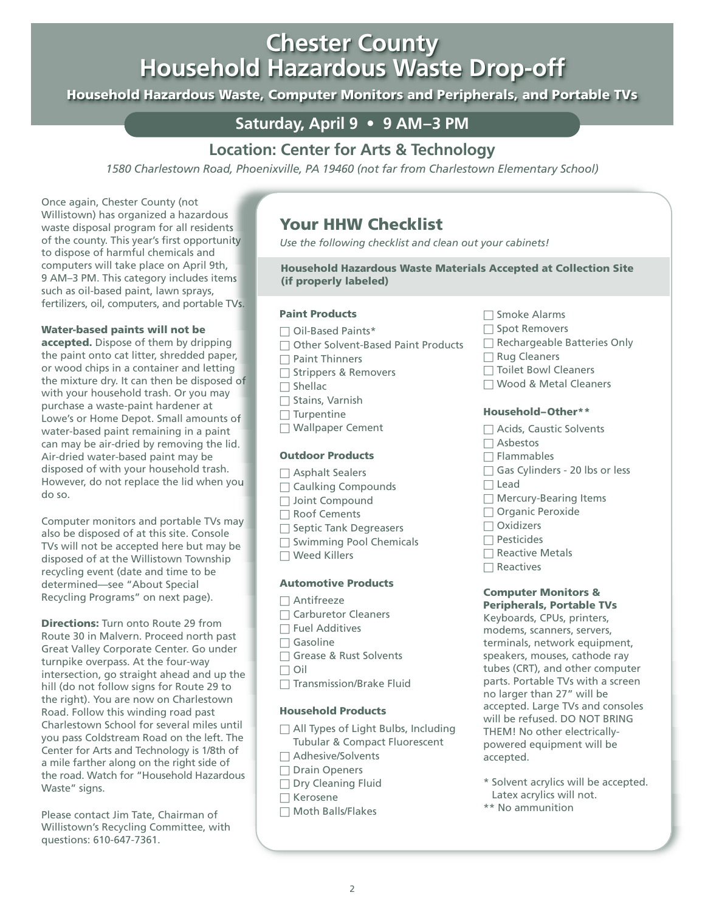# Chester County Household Hazardous Waste Drop-off

**Household Hazardous Waste, Computer Monitors and Peripherals, and Portable TVs**

## Saturday, April 9 • 9 AM–3 PM

## Location: Center for Arts & Technology

*1580 Charlestown Road, Phoenixville, PA 19460 (not far from Charlestown Elementary School)*

Once again, Chester County (not Willistown) has organized a hazardous waste disposal program for all residents of the county. This year's first opportunity to dispose of harmful chemicals and computers will take place on April 9th, 9 AM–3 PM. This category includes items such as oil-based paint, lawn sprays, fertilizers, oil, computers, and portable TVs.

**Water-based paints will not be accepted.** Dispose of them by dripping the paint onto cat litter, shredded paper, or wood chips in a container and letting the mixture dry. It can then be disposed of with your household trash. Or you may purchase a waste-paint hardener at Lowe's or Home Depot. Small amounts of water-based paint remaining in a paint can may be air-dried by removing the lid. Air-dried water-based paint may be disposed of with your household trash. However, do not replace the lid when you do so.

Computer monitors and portable TVs may also be disposed of at this site. Console TVs will not be accepted here but may be disposed of at the Willistown Township recycling event (date and time to be determined—see "About Special Recycling Programs" on next page).

**Directions:** Turn onto Route 29 from Route 30 in Malvern. Proceed north past Great Valley Corporate Center. Go under turnpike overpass. At the four-way intersection, go straight ahead and up the hill (do not follow signs for Route 29 to the right). You are now on Charlestown Road. Follow this winding road past Charlestown School for several miles until you pass Coldstream Road on the left. The Center for Arts and Technology is 1/8th of a mile farther along on the right side of the road. Watch for "Household Hazardous Waste" signs.

Please contact Jim Tate, Chairman of Willistown's Recycling Committee, with questions: 610-647-7361.

## Your HHW Checklist

*Use the following checklist and clean out your cabinets!*

**Household Hazardous Waste Materials Accepted at Collection Site (if properly labeled)**

### Paint Products

- ☐ Oil-Based Paints*
- ☐ Other Solvent-Based Paint Products
- ☐ Paint Thinners
- ☐ Strippers & Removers
- ☐ Shellac
- ☐ Stains, Varnish
- ☐ Turpentine
- ☐ Wallpaper Cement

### Outdoor Products

- ☐ Asphalt Sealers
- ☐ Caulking Compounds
- ☐ Joint Compound
- ☐ Roof Cements
- ☐ Septic Tank Degreasers
- ☐ Swimming Pool Chemicals
- ☐ Weed Killers

### Automotive Products

- ☐ Antifreeze
- ☐ Carburetor Cleaners
- ☐ Fuel Additives
- ☐ Gasoline
- ☐ Grease & Rust Solvents
- ☐ Oil
- ☐ Transmission/Brake Fluid

### Household Products

- ☐ All Types of Light Bulbs, Including Tubular & Compact Fluorescent
- ☐ Adhesive/Solvents
- ☐ Drain Openers
- ☐ Dry Cleaning Fluid
- ☐ Kerosene
- ☐ Moth Balls/Flakes
- ☐ Smoke Alarms
- ☐ Spot Removers
- ☐ Rechargeable Batteries Only
- ☐ Rug Cleaners
- ☐ Toilet Bowl Cleaners
- ☐ Wood & Metal Cleaners

### Household–Other**

- ☐ Acids, Caustic Solvents
- ☐ Asbestos
- ☐ Flammables
- ☐ Gas Cylinders - 20 lbs or less
- ☐ Lead
- ☐ Mercury-Bearing Items
- ☐ Organic Peroxide
- ☐ Oxidizers
- ☐ Pesticides
- ☐ Reactive Metals
- ☐ Reactives

### Computer Monitors & Peripherals, Portable TVs

Keyboards, CPUs, printers, modems, scanners, servers, terminals, network equipment, speakers, mouses, cathode ray tubes (CRT), and other computer parts. Portable TVs with a screen no larger than 27" will be accepted. Large TVs and consoles will be refused. DO NOT BRING THEM! No other electrically-powered equipment will be accepted.

\* Solvent acrylics will be accepted. Latex acrylics will not.

** No ammunition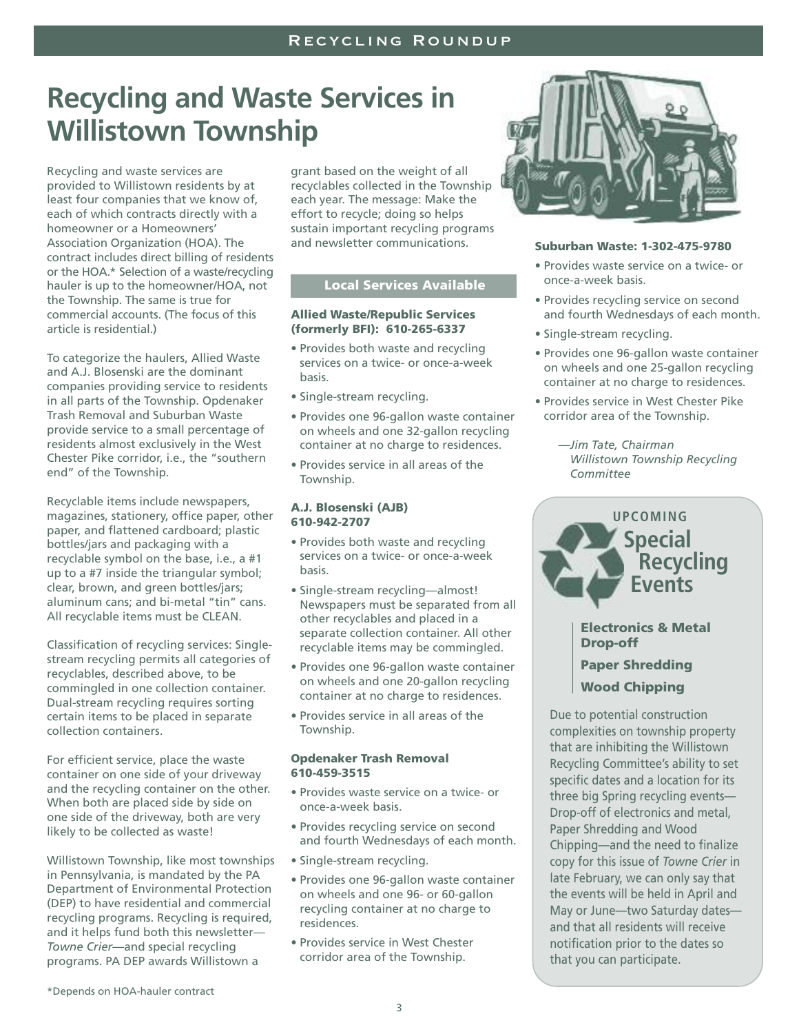# Recycling and Waste Services in Willistown Township

Recycling and waste services are provided to Willistown residents by at least four companies that we know of, each of which contracts directly with a homeowner or a Homeowners' Association Organization (HOA). The contract includes direct billing of residents or the HOA.* Selection of a waste/recycling hauler is up to the homeowner/HOA, not the Township. The same is true for commercial accounts. (The focus of this article is residential.)

To categorize the haulers, Allied Waste and A.J. Blosenski are the dominant companies providing service to residents in all parts of the Township. Opdenaker Trash Removal and Suburban Waste provide service to a small percentage of residents almost exclusively in the West Chester Pike corridor, i.e., the "southern end" of the Township.

Recyclable items include newspapers, magazines, stationery, office paper, other paper, and flattened cardboard; plastic bottles/jars and packaging with a recyclable symbol on the base, i.e., a #1 up to a #7 inside the triangular symbol; clear, brown, and green bottles/jars; aluminum cans; and bi-metal "tin" cans. All recyclable items must be CLEAN.

Classification of recycling services: Single-stream recycling permits all categories of recyclables, described above, to be commingled in one collection container. Dual-stream recycling requires sorting certain items to be placed in separate collection containers.

For efficient service, place the waste container on one side of your driveway and the recycling container on the other. When both are placed side by side on one side of the driveway, both are very likely to be collected as waste!

Willistown Township, like most townships in Pennsylvania, is mandated by the PA Department of Environmental Protection (DEP) to have residential and commercial recycling programs. Recycling is required, and it helps fund both this newsletter—*Towne Crier*—and special recycling programs. PA DEP awards Willistown a grant based on the weight of all recyclables collected in the Township each year. The message: Make the effort to recycle; doing so helps sustain important recycling programs and newsletter communications.

## Local Services Available

**Allied Waste/Republic Services (formerly BFI): 610-265-6337**

- Provides both waste and recycling services on a twice- or once-a-week basis.
- Single-stream recycling.
- Provides one 96-gallon waste container on wheels and one 32-gallon recycling container at no charge to residences.
- Provides service in all areas of the Township.

**A.J. Blosenski (AJB) 610-942-2707**

- Provides both waste and recycling services on a twice- or once-a-week basis.
- Single-stream recycling—almost! Newspapers must be separated from all other recyclables and placed in a separate collection container. All other recyclable items may be commingled.
- Provides one 96-gallon waste container on wheels and one 20-gallon recycling container at no charge to residences.
- Provides service in all areas of the Township.

**Opdenaker Trash Removal 610-459-3515**

- Provides waste service on a twice- or once-a-week basis.
- Provides recycling service on second and fourth Wednesdays of each month.
- Single-stream recycling.
- Provides one 96-gallon waste container on wheels and one 96- or 60-gallon recycling container at no charge to residences.
- Provides service in West Chester corridor area of the Township.

**Suburban Waste: 1-302-475-9780**

- Provides waste service on a twice- or once-a-week basis.
- Provides recycling service on second and fourth Wednesdays of each month.
- Single-stream recycling.
- Provides one 96-gallon waste container on wheels and one 25-gallon recycling container at no charge to residences.
- Provides service in West Chester Pike corridor area of the Township.

*—Jim Tate, Chairman Willistown Township Recycling Committee*

*Depends on HOA-hauler contract

## UPCOMING Special Recycling Events

**Electronics & Metal Drop-off**

**Paper Shredding**

**Wood Chipping**

Due to potential construction complexities on township property that are inhibiting the Willistown Recycling Committee's ability to set specific dates and a location for its three big Spring recycling events—Drop-off of electronics and metal, Paper Shredding and Wood Chipping—and the need to finalize copy for this issue of *Towne Crier* in late February, we can only say that the events will be held in April and May or June—two Saturday dates—and that all residents will receive notification prior to the dates so that you can participate.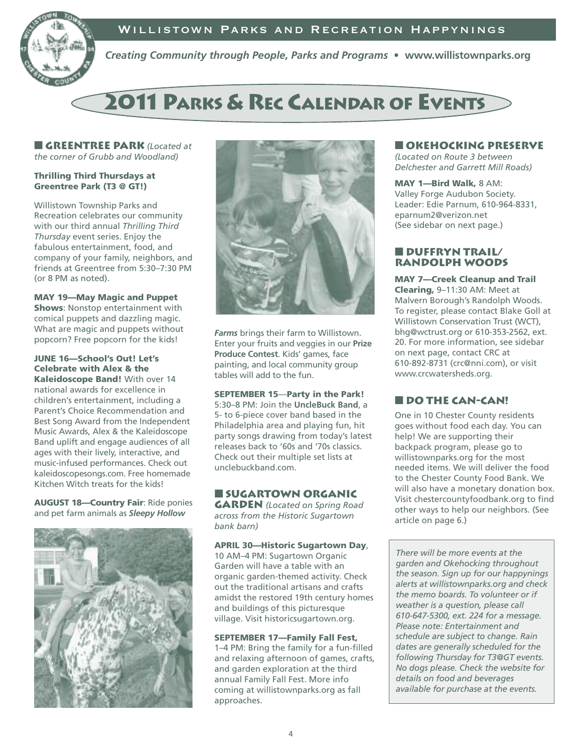# 2011 Parks & Rec Calendar of Events

## ■ Greentree Park *(Located at the corner of Grubb and Woodland)*

**Thrilling Third Thursdays at Greentree Park (T3 @ GT!)**

Willistown Township Parks and Recreation celebrates our community with our third annual *Thrilling Third Thursday* event series. Enjoy the fabulous entertainment, food, and company of your family, neighbors, and friends at Greentree from 5:30–7:30 PM (or 8 PM as noted).

**MAY 19—May Magic and Puppet Shows**: Nonstop entertainment with comical puppets and dazzling magic. What are magic and puppets without popcorn? Free popcorn for the kids!

**JUNE 16—School's Out! Let's Celebrate with Alex & the Kaleidoscope Band!** With over 14 national awards for excellence in children's entertainment, including a Parent's Choice Recommendation and Best Song Award from the Independent Music Awards, Alex & the Kaleidoscope Band uplift and engage audiences of all ages with their lively, interactive, and music-infused performances. Check out kaleidoscopesongs.com. Free homemade Kitchen Witch treats for the kids!

**AUGUST 18—Country Fair**: Ride ponies and pet farm animals as ***Sleepy Hollow Farms*** brings their farm to Willistown. Enter your fruits and veggies in our **Prize Produce Contest**. Kids' games, face painting, and local community group tables will add to the fun.

**SEPTEMBER 15—Party in the Park!** 5:30–8 PM: Join the **UncleBuck Band**, a 5- to 6-piece cover band based in the Philadelphia area and playing fun, hit party songs drawing from today's latest releases back to '60s and '70s classics. Check out their multiple set lists at unclebuckband.com.

## ■ Sugartown Organic Garden *(Located on Spring Road across from the Historic Sugartown bank barn)*

**APRIL 30—Historic Sugartown Day**, 10 AM–4 PM: Sugartown Organic Garden will have a table with an organic garden-themed activity. Check out the traditional artisans and crafts amidst the restored 19th century homes and buildings of this picturesque village. Visit historicsugartown.org.

**SEPTEMBER 17—Family Fall Fest,** 1–4 PM: Bring the family for a fun-filled and relaxing afternoon of games, crafts, and garden exploration at the third annual Family Fall Fest. More info coming at willistownparks.org as fall approaches.

## ■ Okehocking Preserve

*(Located on Route 3 between Delchester and Garrett Mill Roads)*

**MAY 1—Bird Walk,** 8 AM: Valley Forge Audubon Society. Leader: Edie Parnum, 610-964-8331, eparnum2@verizon.net (See sidebar on next page.)

## ■ Duffryn Trail/ Randolph Woods

**MAY 7—Creek Cleanup and Trail Clearing,** 9–11:30 AM: Meet at Malvern Borough's Randolph Woods. To register, please contact Blake Goll at Willistown Conservation Trust (WCT), bhg@wctrust.org or 610-353-2562, ext. 20. For more information, see sidebar on next page, contact CRC at 610-892-8731 (crc@nni.com), or visit www.crcwatersheds.org.

## ■ Do the Can-Can!

One in 10 Chester County residents goes without food each day. You can help! We are supporting their backpack program, please go to willistownparks.org for the most needed items. We will deliver the food to the Chester County Food Bank. We will also have a monetary donation box. Visit chestercountyfoodbank.org to find other ways to help our neighbors. (See article on page 6.)

*There will be more events at the garden and Okehocking throughout the season. Sign up for our happynings alerts at willistownparks.org and check the memo boards. To volunteer or if weather is a question, please call 610-647-5300, ext. 224 for a message. Please note: Entertainment and schedule are subject to change. Rain dates are generally scheduled for the following Thursday for T3@GT events. No dogs please. Check the website for details on food and beverages available for purchase at the events.*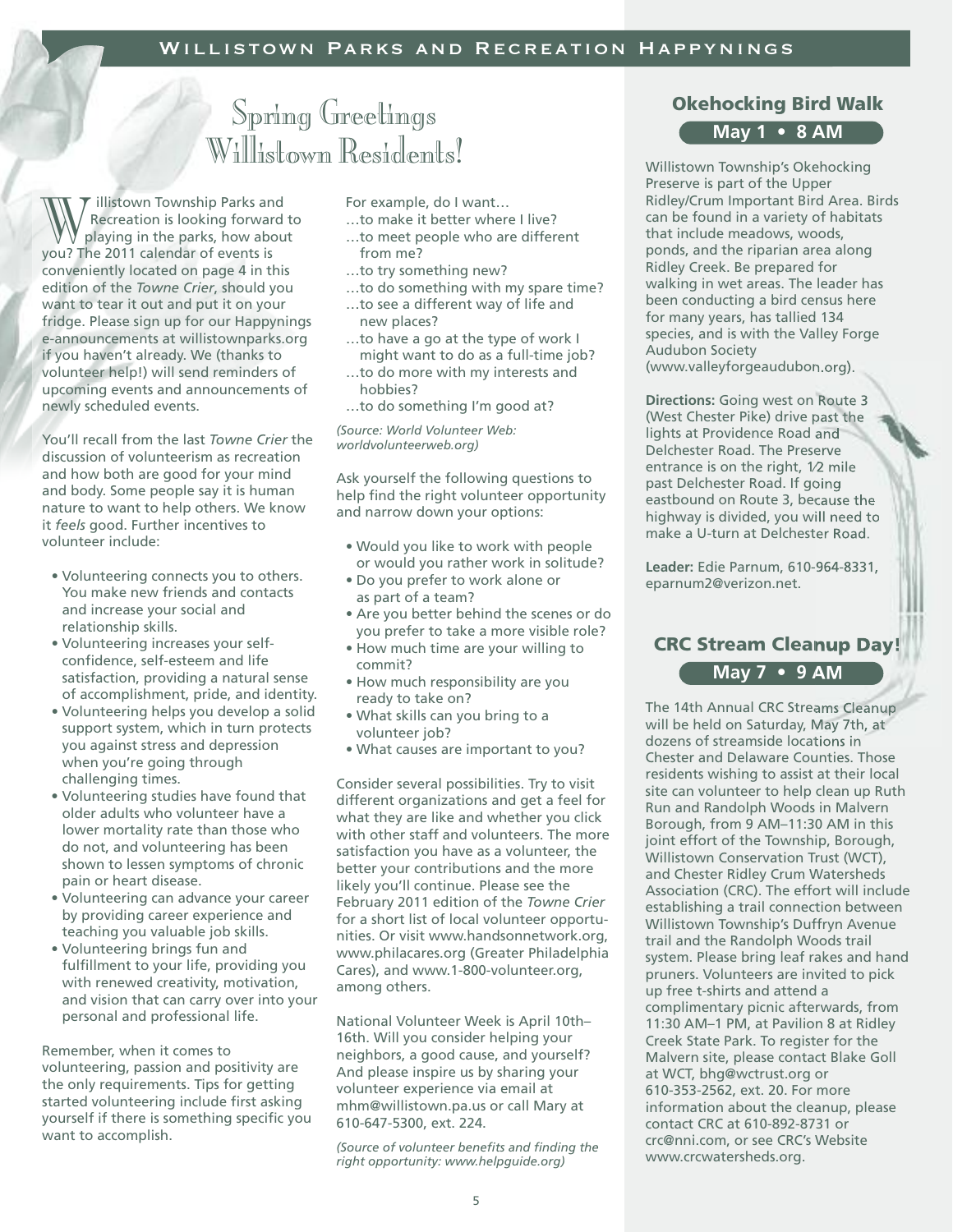# Spring Greetings Willistown Residents!

Willistown Township Parks and Recreation is looking forward to playing in the parks, how about you? The 2011 calendar of events is conveniently located on page 4 in this edition of the *Towne Crier*, should you want to tear it out and put it on your fridge. Please sign up for our Happynings e-announcements at willistownparks.org if you haven't already. We (thanks to volunteer help!) will send reminders of upcoming events and announcements of newly scheduled events.

You'll recall from the last *Towne Crier* the discussion of volunteerism as recreation and how both are good for your mind and body. Some people say it is human nature to want to help others. We know it *feels* good. Further incentives to volunteer include:

- Volunteering connects you to others. You make new friends and contacts and increase your social and relationship skills.
- Volunteering increases your self-confidence, self-esteem and life satisfaction, providing a natural sense of accomplishment, pride, and identity.
- Volunteering helps you develop a solid support system, which in turn protects you against stress and depression when you're going through challenging times.
- Volunteering studies have found that older adults who volunteer have a lower mortality rate than those who do not, and volunteering has been shown to lessen symptoms of chronic pain or heart disease.
- Volunteering can advance your career by providing career experience and teaching you valuable job skills.
- Volunteering brings fun and fulfillment to your life, providing you with renewed creativity, motivation, and vision that can carry over into your personal and professional life.

Remember, when it comes to volunteering, passion and positivity are the only requirements. Tips for getting started volunteering include first asking yourself if there is something specific you want to accomplish.

For example, do I want…

…to make it better where I live?
…to meet people who are different from me?
…to try something new?
…to do something with my spare time?
…to see a different way of life and new places?
…to have a go at the type of work I might want to do as a full-time job?
…to do more with my interests and hobbies?
…to do something I'm good at?

*(Source: World Volunteer Web: worldvolunteerweb.org)*

Ask yourself the following questions to help find the right volunteer opportunity and narrow down your options:

- Would you like to work with people or would you rather work in solitude?
- Do you prefer to work alone or as part of a team?
- Are you better behind the scenes or do you prefer to take a more visible role?
- How much time are your willing to commit?
- How much responsibility are you ready to take on?
- What skills can you bring to a volunteer job?
- What causes are important to you?

Consider several possibilities. Try to visit different organizations and get a feel for what they are like and whether you click with other staff and volunteers. The more satisfaction you have as a volunteer, the better your contributions and the more likely you'll continue. Please see the February 2011 edition of the *Towne Crier* for a short list of local volunteer opportunities. Or visit www.handsonnetwork.org, www.philacares.org (Greater Philadelphia Cares), and www.1-800-volunteer.org, among others.

National Volunteer Week is April 10th–16th. Will you consider helping your neighbors, a good cause, and yourself? And please inspire us by sharing your volunteer experience via email at mhm@willistown.pa.us or call Mary at 610-647-5300, ext. 224.

*(Source of volunteer benefits and finding the right opportunity: www.helpguide.org)*

## Okehocking Bird Walk

**May 1 • 8 AM**

Willistown Township's Okehocking Preserve is part of the Upper Ridley/Crum Important Bird Area. Birds can be found in a variety of habitats that include meadows, woods, ponds, and the riparian area along Ridley Creek. Be prepared for walking in wet areas. The leader has been conducting a bird census here for many years, has tallied 134 species, and is with the Valley Forge Audubon Society (www.valleyforgeaudubon.org).

**Directions:** Going west on Route 3 (West Chester Pike) drive past the lights at Providence Road and Delchester Road. The Preserve entrance is on the right, 1/2 mile past Delchester Road. If going eastbound on Route 3, because the highway is divided, you will need to make a U-turn at Delchester Road.

**Leader:** Edie Parnum, 610-964-8331, eparnum2@verizon.net.

## CRC Stream Cleanup Day!

**May 7 • 9 AM**

The 14th Annual CRC Streams Cleanup will be held on Saturday, May 7th, at dozens of streamside locations in Chester and Delaware Counties. Those residents wishing to assist at their local site can volunteer to help clean up Ruth Run and Randolph Woods in Malvern Borough, from 9 AM–11:30 AM in this joint effort of the Township, Borough, Willistown Conservation Trust (WCT), and Chester Ridley Crum Watersheds Association (CRC). The effort will include establishing a trail connection between Willistown Township's Duffryn Avenue trail and the Randolph Woods trail system. Please bring leaf rakes and hand pruners. Volunteers are invited to pick up free t-shirts and attend a complimentary picnic afterwards, from 11:30 AM–1 PM, at Pavilion 8 at Ridley Creek State Park. To register for the Malvern site, please contact Blake Goll at WCT, bhg@wctrust.org or 610-353-2562, ext. 20. For more information about the cleanup, please contact CRC at 610-892-8731 or crc@nni.com, or see CRC's Website www.crcwatersheds.org.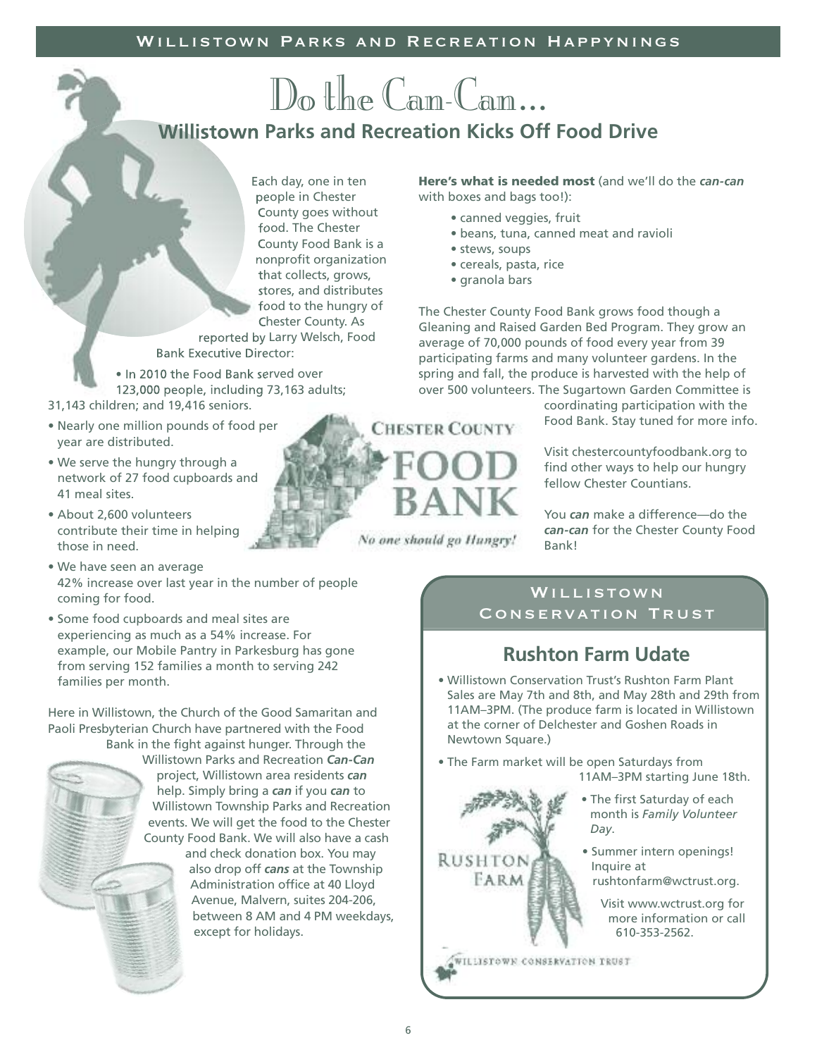# Do the Can-Can…

## Willistown Parks and Recreation Kicks Off Food Drive

Each day, one in ten people in Chester County goes without food. The Chester County Food Bank is a nonprofit organization that collects, grows, stores, and distributes food to the hungry of Chester County. As reported by Larry Welsch, Food Bank Executive Director:

- In 2010 the Food Bank served over 123,000 people, including 73,163 adults; 31,143 children; and 19,416 seniors.
- Nearly one million pounds of food per year are distributed.
- We serve the hungry through a network of 27 food cupboards and 41 meal sites.
- About 2,600 volunteers contribute their time in helping those in need.
- We have seen an average 42% increase over last year in the number of people coming for food.
- Some food cupboards and meal sites are experiencing as much as a 54% increase. For example, our Mobile Pantry in Parkesburg has gone from serving 152 families a month to serving 242 families per month.

Here in Willistown, the Church of the Good Samaritan and Paoli Presbyterian Church have partnered with the Food Bank in the fight against hunger. Through the Willistown Parks and Recreation ***Can-Can*** project, Willistown area residents ***can*** help. Simply bring a ***can*** if you ***can*** to Willistown Township Parks and Recreation events. We will get the food to the Chester County Food Bank. We will also have a cash and check donation box. You may also drop off ***cans*** at the Township Administration office at 40 Lloyd Avenue, Malvern, suites 204-206, between 8 AM and 4 PM weekdays, except for holidays.

**Here's what is needed most** (and we'll do the ***can-can*** with boxes and bags too!):

- canned veggies, fruit
- beans, tuna, canned meat and ravioli
- stews, soups
- cereals, pasta, rice
- granola bars

The Chester County Food Bank grows food though a Gleaning and Raised Garden Bed Program. They grow an average of 70,000 pounds of food every year from 39 participating farms and many volunteer gardens. In the spring and fall, the produce is harvested with the help of over 500 volunteers. The Sugartown Garden Committee is coordinating participation with the Food Bank. Stay tuned for more info.

CHESTER COUNTY FOOD BANK

*No one should go Hungry!*

Visit chestercountyfoodbank.org to find other ways to help our hungry fellow Chester Countians.

You ***can*** make a difference—do the ***can-can*** for the Chester County Food Bank!

## Willistown Conservation Trust

### Rushton Farm Udate

- Willistown Conservation Trust's Rushton Farm Plant Sales are May 7th and 8th, and May 28th and 29th from 11AM–3PM. (The produce farm is located in Willistown at the corner of Delchester and Goshen Roads in Newtown Square.)
- The Farm market will be open Saturdays from 11AM–3PM starting June 18th.
- The first Saturday of each month is *Family Volunteer Day*.
- Summer intern openings! Inquire at rushtonfarm@wctrust.org.

Visit www.wctrust.org for more information or call 610-353-2562.

RUSHTON FARM

WILLISTOWN CONSERVATION TRUST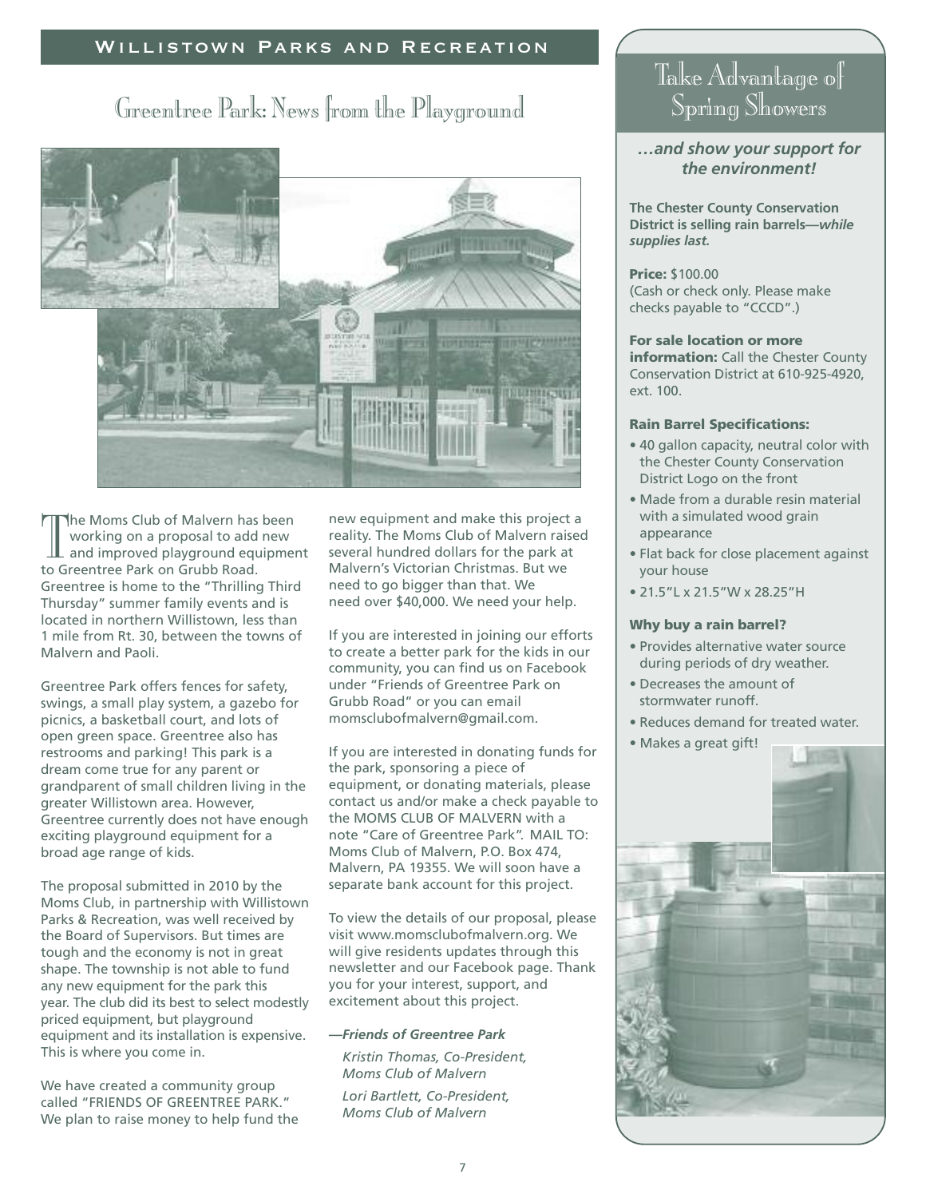# Greentree Park: News from the Playground

The Moms Club of Malvern has been working on a proposal to add new and improved playground equipment to Greentree Park on Grubb Road. Greentree is home to the "Thrilling Third Thursday" summer family events and is located in northern Willistown, less than 1 mile from Rt. 30, between the towns of Malvern and Paoli.

Greentree Park offers fences for safety, swings, a small play system, a gazebo for picnics, a basketball court, and lots of open green space. Greentree also has restrooms and parking! This park is a dream come true for any parent or grandparent of small children living in the greater Willistown area. However, Greentree currently does not have enough exciting playground equipment for a broad age range of kids.

The proposal submitted in 2010 by the Moms Club, in partnership with Willistown Parks & Recreation, was well received by the Board of Supervisors. But times are tough and the economy is not in great shape. The township is not able to fund any new equipment for the park this year. The club did its best to select modestly priced equipment, but playground equipment and its installation is expensive. This is where you come in.

We have created a community group called "FRIENDS OF GREENTREE PARK." We plan to raise money to help fund the new equipment and make this project a reality. The Moms Club of Malvern raised several hundred dollars for the park at Malvern's Victorian Christmas. But we need to go bigger than that. We need over $40,000. We need your help.

If you are interested in joining our efforts to create a better park for the kids in our community, you can find us on Facebook under "Friends of Greentree Park on Grubb Road" or you can email momsclubofmalvern@gmail.com.

If you are interested in donating funds for the park, sponsoring a piece of equipment, or donating materials, please contact us and/or make a check payable to the MOMS CLUB OF MALVERN with a note "Care of Greentree Park". MAIL TO: Moms Club of Malvern, P.O. Box 474, Malvern, PA 19355. We will soon have a separate bank account for this project.

To view the details of our proposal, please visit www.momsclubofmalvern.org. We will give residents updates through this newsletter and our Facebook page. Thank you for your interest, support, and excitement about this project.

***—Friends of Greentree Park***

*Kristin Thomas, Co-President, Moms Club of Malvern*

*Lori Bartlett, Co-President, Moms Club of Malvern*

# Take Advantage of Spring Showers

***…and show your support for the environment!***

**The Chester County Conservation District is selling rain barrels—*while supplies last.***

**Price:** $100.00
(Cash or check only. Please make checks payable to "CCCD".)

**For sale location or more information:** Call the Chester County Conservation District at 610-925-4920, ext. 100.

### Rain Barrel Specifications:

- 40 gallon capacity, neutral color with the Chester County Conservation District Logo on the front
- Made from a durable resin material with a simulated wood grain appearance
- Flat back for close placement against your house
- 21.5"L x 21.5"W x 28.25"H

### Why buy a rain barrel?

- Provides alternative water source during periods of dry weather.
- Decreases the amount of stormwater runoff.
- Reduces demand for treated water.
- Makes a great gift!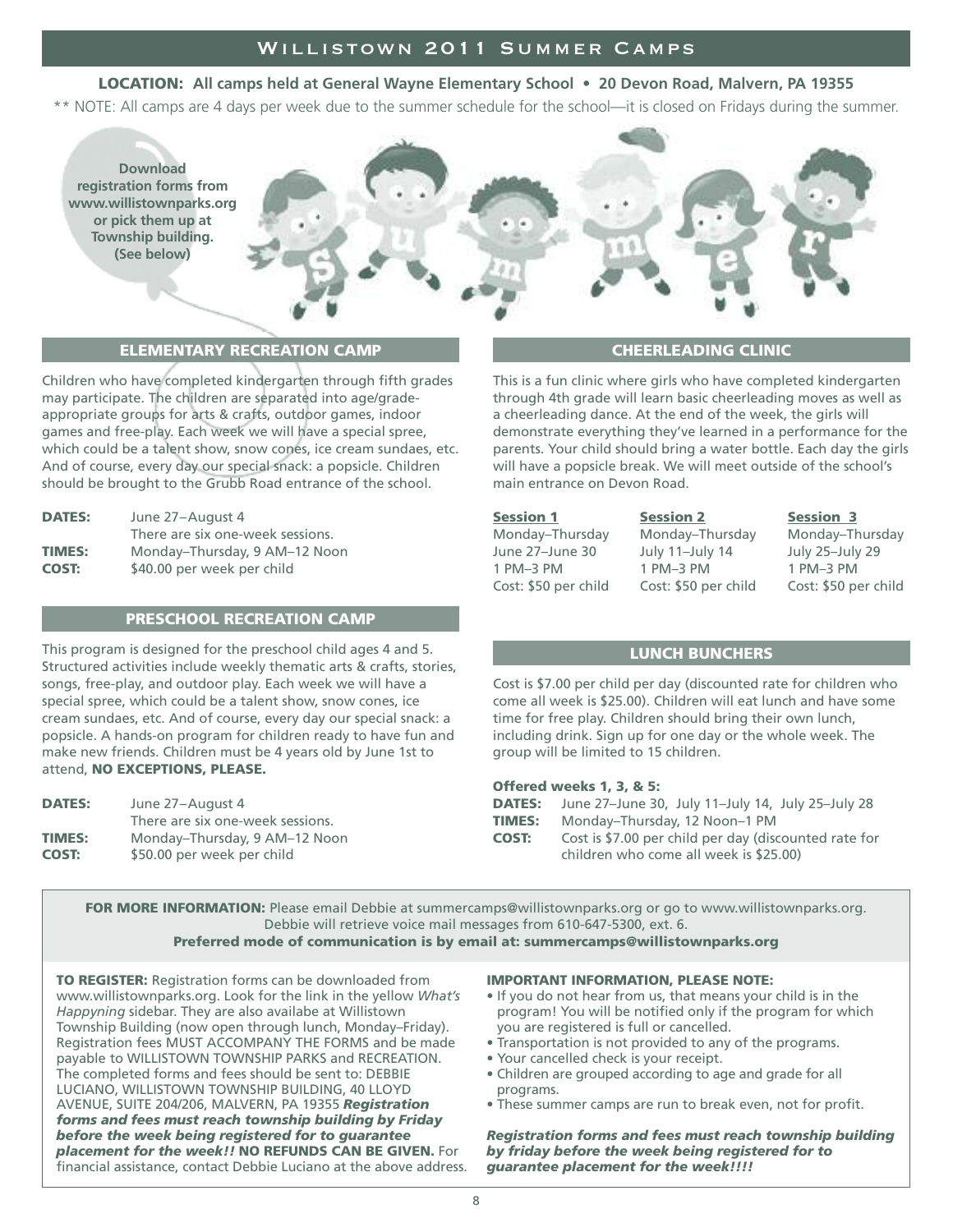# Willistown 2011 Summer Camps

**LOCATION: All camps held at General Wayne Elementary School • 20 Devon Road, Malvern, PA 19355**

** NOTE: All camps are 4 days per week due to the summer schedule for the school—it is closed on Fridays during the summer.

**Download registration forms from www.willistownparks.org or pick them up at Township building. (See below)**

## ELEMENTARY RECREATION CAMP

Children who have completed kindergarten through fifth grades may participate. The children are separated into age/grade-appropriate groups for arts & crafts, outdoor games, indoor games and free-play. Each week we will have a special spree, which could be a talent show, snow cones, ice cream sundaes, etc. And of course, every day our special snack: a popsicle. Children should be brought to the Grubb Road entrance of the school.

**DATES:** June 27–August 4
There are six one-week sessions.
**TIMES:** Monday–Thursday, 9 AM–12 Noon
**COST:** $40.00 per week per child

## PRESCHOOL RECREATION CAMP

This program is designed for the preschool child ages 4 and 5. Structured activities include weekly thematic arts & crafts, stories, songs, free-play, and outdoor play. Each week we will have a special spree, which could be a talent show, snow cones, ice cream sundaes, etc. And of course, every day our special snack: a popsicle. A hands-on program for children ready to have fun and make new friends. Children must be 4 years old by June 1st to attend, **NO EXCEPTIONS, PLEASE.**

**DATES:** June 27–August 4
There are six one-week sessions.
**TIMES:** Monday–Thursday, 9 AM–12 Noon
**COST:** $50.00 per week per child

## CHEERLEADING CLINIC

This is a fun clinic where girls who have completed kindergarten through 4th grade will learn basic cheerleading moves as well as a cheerleading dance. At the end of the week, the girls will demonstrate everything they've learned in a performance for the parents. Your child should bring a water bottle. Each day the girls will have a popsicle break. We will meet outside of the school's main entrance on Devon Road.

| Session 1 | Session 2 | Session 3 |
|---|---|---|
| Monday–Thursday | Monday–Thursday | Monday–Thursday |
| June 27–June 30 | July 11–July 14 | July 25–July 29 |
| 1 PM–3 PM | 1 PM–3 PM | 1 PM–3 PM |
| Cost: $50 per child | Cost: $50 per child | Cost: $50 per child |

## LUNCH BUNCHERS

Cost is $7.00 per child per day (discounted rate for children who come all week is $25.00). Children will eat lunch and have some time for free play. Children should bring their own lunch, including drink. Sign up for one day or the whole week. The group will be limited to 15 children.

**Offered weeks 1, 3, & 5:**
**DATES:** June 27–June 30, July 11–July 14, July 25–July 28
**TIMES:** Monday–Thursday, 12 Noon–1 PM
**COST:** Cost is $7.00 per child per day (discounted rate for children who come all week is $25.00)

**FOR MORE INFORMATION:** Please email Debbie at summercamps@willistownparks.org or go to www.willistownparks.org. Debbie will retrieve voice mail messages from 610-647-5300, ext. 6.
**Preferred mode of communication is by email at: summercamps@willistownparks.org**

**TO REGISTER:** Registration forms can be downloaded from www.willistownparks.org. Look for the link in the yellow *What's Happyning* sidebar. They are also availabe at Willistown Township Building (now open through lunch, Monday–Friday). Registration fees MUST ACCOMPANY THE FORMS and be made payable to WILLISTOWN TOWNSHIP PARKS and RECREATION. The completed forms and fees should be sent to: DEBBIE LUCIANO, WILLISTOWN TOWNSHIP BUILDING, 40 LLOYD AVENUE, SUITE 204/206, MALVERN, PA 19355 ***Registration forms and fees must reach township building by Friday before the week being registered for to guarantee placement for the week!!*** **NO REFUNDS CAN BE GIVEN.** For financial assistance, contact Debbie Luciano at the above address.

**IMPORTANT INFORMATION, PLEASE NOTE:**
- If you do not hear from us, that means your child is in the program! You will be notified only if the program for which you are registered is full or cancelled.
- Transportation is not provided to any of the programs.
- Your cancelled check is your receipt.
- Children are grouped according to age and grade for all programs.
- These summer camps are run to break even, not for profit.

***Registration forms and fees must reach township building by friday before the week being registered for to guarantee placement for the week!!!!***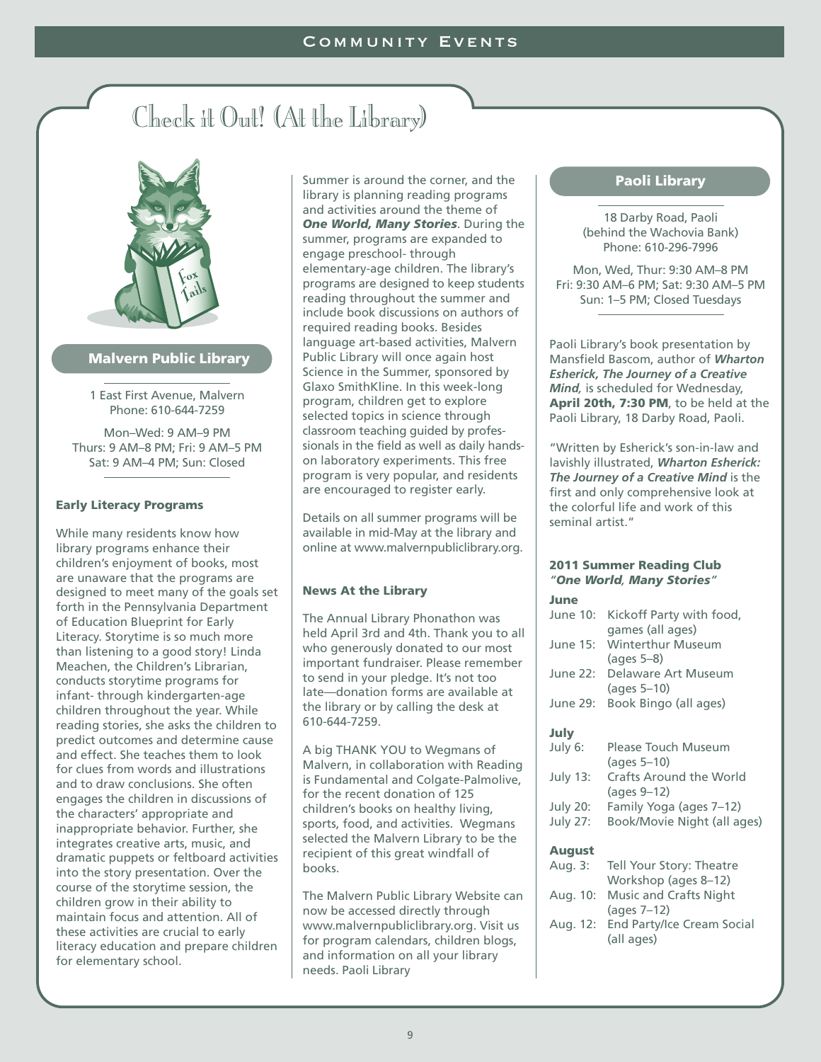# Check it Out! (At the Library)

## Malvern Public Library

1 East First Avenue, Malvern
Phone: 610-644-7259

Mon–Wed: 9 AM–9 PM
Thurs: 9 AM–8 PM; Fri: 9 AM–5 PM
Sat: 9 AM–4 PM; Sun: Closed

### Early Literacy Programs

While many residents know how library programs enhance their children's enjoyment of books, most are unaware that the programs are designed to meet many of the goals set forth in the Pennsylvania Department of Education Blueprint for Early Literacy. Storytime is so much more than listening to a good story! Linda Meachen, the Children's Librarian, conducts storytime programs for infant- through kindergarten-age children throughout the year. While reading stories, she asks the children to predict outcomes and determine cause and effect. She teaches them to look for clues from words and illustrations and to draw conclusions. She often engages the children in discussions of the characters' appropriate and inappropriate behavior. Further, she integrates creative arts, music, and dramatic puppets or feltboard activities into the story presentation. Over the course of the storytime session, the children grow in their ability to maintain focus and attention. All of these activities are crucial to early literacy education and prepare children for elementary school.

Summer is around the corner, and the library is planning reading programs and activities around the theme of ***One World, Many Stories***. During the summer, programs are expanded to engage preschool- through elementary-age children. The library's programs are designed to keep students reading throughout the summer and include book discussions on authors of required reading books. Besides language art-based activities, Malvern Public Library will once again host Science in the Summer, sponsored by Glaxo SmithKline. In this week-long program, children get to explore selected topics in science through classroom teaching guided by professionals in the field as well as daily hands-on laboratory experiments. This free program is very popular, and residents are encouraged to register early.

Details on all summer programs will be available in mid-May at the library and online at www.malvernpubliclibrary.org.

### News At the Library

The Annual Library Phonathon was held April 3rd and 4th. Thank you to all who generously donated to our most important fundraiser. Please remember to send in your pledge. It's not too late—donation forms are available at the library or by calling the desk at 610-644-7259.

A big THANK YOU to Wegmans of Malvern, in collaboration with Reading is Fundamental and Colgate-Palmolive, for the recent donation of 125 children's books on healthy living, sports, food, and activities. Wegmans selected the Malvern Library to be the recipient of this great windfall of books.

The Malvern Public Library Website can now be accessed directly through www.malvernpubliclibrary.org. Visit us for program calendars, children blogs, and information on all your library needs. Paoli Library

## Paoli Library

18 Darby Road, Paoli
(behind the Wachovia Bank)
Phone: 610-296-7996

Mon, Wed, Thur: 9:30 AM–8 PM
Fri: 9:30 AM–6 PM; Sat: 9:30 AM–5 PM
Sun: 1–5 PM; Closed Tuesdays

Paoli Library's book presentation by Mansfield Bascom, author of ***Wharton Esherick, The Journey of a Creative Mind,*** is scheduled for Wednesday, **April 20th, 7:30 PM**, to be held at the Paoli Library, 18 Darby Road, Paoli.

"Written by Esherick's son-in-law and lavishly illustrated, ***Wharton Esherick: The Journey of a Creative Mind*** is the first and only comprehensive look at the colorful life and work of this seminal artist."

### 2011 Summer Reading Club
***"One World, Many Stories"***

**June**

- June 10: Kickoff Party with food, games (all ages)
- June 15: Winterthur Museum (ages 5–8)
- June 22: Delaware Art Museum (ages 5–10)
- June 29: Book Bingo (all ages)

**July**

- July 6: Please Touch Museum (ages 5–10)
- July 13: Crafts Around the World (ages 9–12)
- July 20: Family Yoga (ages 7–12)
- July 27: Book/Movie Night (all ages)

**August**

- Aug. 3: Tell Your Story: Theatre Workshop (ages 8–12)
- Aug. 10: Music and Crafts Night (ages 7–12)
- Aug. 12: End Party/Ice Cream Social (all ages)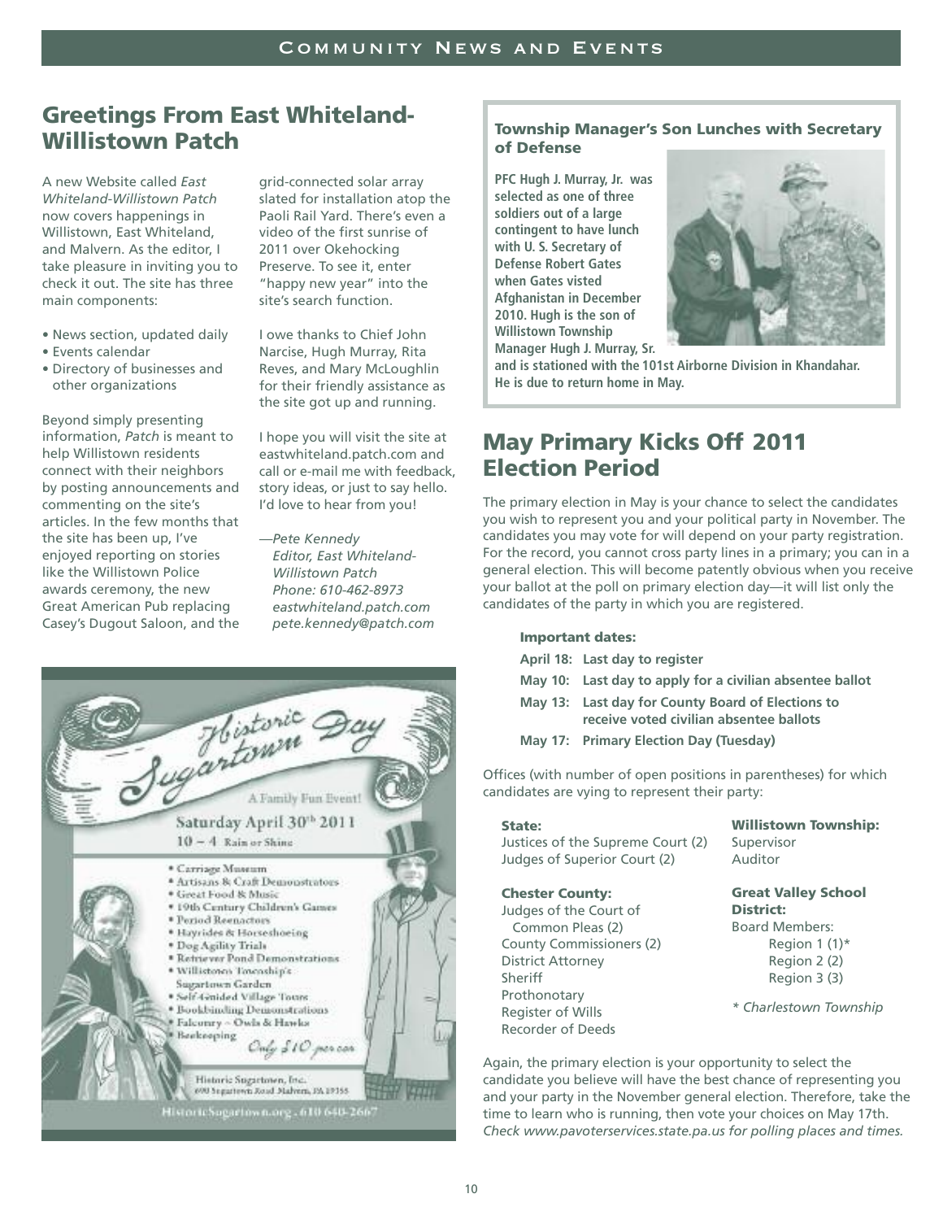## Greetings From East Whiteland-Willistown Patch

A new Website called *East Whiteland-Willistown Patch* now covers happenings in Willistown, East Whiteland, and Malvern. As the editor, I take pleasure in inviting you to check it out. The site has three main components:

- News section, updated daily
- Events calendar
- Directory of businesses and other organizations

Beyond simply presenting information, *Patch* is meant to help Willistown residents connect with their neighbors by posting announcements and commenting on the site's articles. In the few months that the site has been up, I've enjoyed reporting on stories like the Willistown Police awards ceremony, the new Great American Pub replacing Casey's Dugout Saloon, and the grid-connected solar array slated for installation atop the Paoli Rail Yard. There's even a video of the first sunrise of 2011 over Okehocking Preserve. To see it, enter "happy new year" into the site's search function.

I owe thanks to Chief John Narcise, Hugh Murray, Rita Reves, and Mary McLoughlin for their friendly assistance as the site got up and running.

I hope you will visit the site at eastwhiteland.patch.com and call or e-mail me with feedback, story ideas, or just to say hello. I'd love to hear from you!

*—Pete Kennedy*
*Editor, East Whiteland-Willistown Patch*
*Phone: 610-462-8973*
*eastwhiteland.patch.com*
*pete.kennedy@patch.com*

Historic Sugartown Day

A Family Fun Event!

Saturday April 30th 2011

10 – 4 Rain or Shine

- Carriage Museum
- Artisans & Craft Demonstrators
- Great Food & Music
- 19th Century Children's Games
- Period Reenactors
- Hayrides & Horseshoeing
- Dog Agility Trials
- Retriever Pond Demonstrations
- Willistown Township's Sugartown Garden
- Self-Guided Village Tours
- Bookbinding Demonstrations
- Falconry – Owls & Hawks
- Beekeeping

Only $10 per car

Historic Sugartown, Inc.
690 Sugartown Road Malvern, PA 19355

HistoricSugartown.org . 610 640-2667

### Township Manager's Son Lunches with Secretary of Defense

**PFC Hugh J. Murray, Jr. was selected as one of three soldiers out of a large contingent to have lunch with U. S. Secretary of Defense Robert Gates when Gates visted Afghanistan in December 2010. Hugh is the son of Willistown Township Manager Hugh J. Murray, Sr. and is stationed with the 101st Airborne Division in Khandahar. He is due to return home in May.**

## May Primary Kicks Off 2011 Election Period

The primary election in May is your chance to select the candidates you wish to represent you and your political party in November. The candidates you may vote for will depend on your party registration. For the record, you cannot cross party lines in a primary; you can in a general election. This will become patently obvious when you receive your ballot at the poll on primary election day—it will list only the candidates of the party in which you are registered.

**Important dates:**

**April 18: Last day to register**
**May 10: Last day to apply for a civilian absentee ballot**
**May 13: Last day for County Board of Elections to receive voted civilian absentee ballots**
**May 17: Primary Election Day (Tuesday)**

Offices (with number of open positions in parentheses) for which candidates are vying to represent their party:

**State:**
Justices of the Supreme Court (2)
Judges of Superior Court (2)

**Chester County:**
Judges of the Court of Common Pleas (2)
County Commissioners (2)
District Attorney
Sheriff
Prothonotary
Register of Wills
Recorder of Deeds

**Willistown Township:**
Supervisor
Auditor

**Great Valley School District:**
Board Members:
Region 1 (1)*
Region 2 (2)
Region 3 (3)

*\* Charlestown Township*

Again, the primary election is your opportunity to select the candidate you believe will have the best chance of representing you and your party in the November general election. Therefore, take the time to learn who is running, then vote your choices on May 17th. *Check www.pavoterservices.state.pa.us for polling places and times.*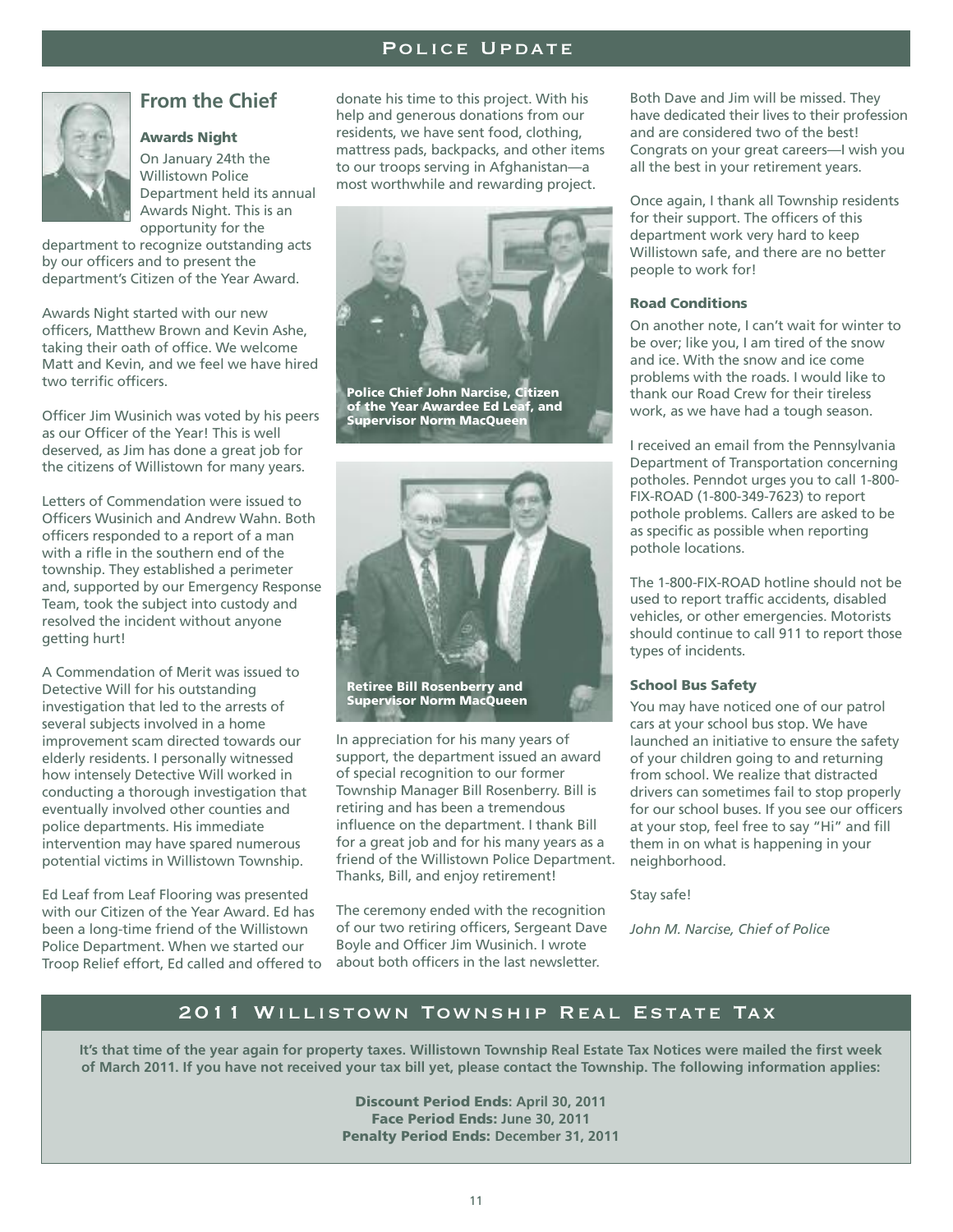# Police Update

## From the Chief

### Awards Night

On January 24th the Willistown Police Department held its annual Awards Night. This is an opportunity for the department to recognize outstanding acts by our officers and to present the department's Citizen of the Year Award.

Awards Night started with our new officers, Matthew Brown and Kevin Ashe, taking their oath of office. We welcome Matt and Kevin, and we feel we have hired two terrific officers.

Officer Jim Wusinich was voted by his peers as our Officer of the Year! This is well deserved, as Jim has done a great job for the citizens of Willistown for many years.

Letters of Commendation were issued to Officers Wusinich and Andrew Wahn. Both officers responded to a report of a man with a rifle in the southern end of the township. They established a perimeter and, supported by our Emergency Response Team, took the subject into custody and resolved the incident without anyone getting hurt!

A Commendation of Merit was issued to Detective Will for his outstanding investigation that led to the arrests of several subjects involved in a home improvement scam directed towards our elderly residents. I personally witnessed how intensely Detective Will worked in conducting a thorough investigation that eventually involved other counties and police departments. His immediate intervention may have spared numerous potential victims in Willistown Township.

Ed Leaf from Leaf Flooring was presented with our Citizen of the Year Award. Ed has been a long-time friend of the Willistown Police Department. When we started our Troop Relief effort, Ed called and offered to donate his time to this project. With his help and generous donations from our residents, we have sent food, clothing, mattress pads, backpacks, and other items to our troops serving in Afghanistan—a most worthwhile and rewarding project.

**Police Chief John Narcise, Citizen of the Year Awardee Ed Leaf, and Supervisor Norm MacQueen**

**Retiree Bill Rosenberry and Supervisor Norm MacQueen**

In appreciation for his many years of support, the department issued an award of special recognition to our former Township Manager Bill Rosenberry. Bill is retiring and has been a tremendous influence on the department. I thank Bill for a great job and for his many years as a friend of the Willistown Police Department. Thanks, Bill, and enjoy retirement!

The ceremony ended with the recognition of our two retiring officers, Sergeant Dave Boyle and Officer Jim Wusinich. I wrote about both officers in the last newsletter.

Both Dave and Jim will be missed. They have dedicated their lives to their profession and are considered two of the best! Congrats on your great careers—I wish you all the best in your retirement years.

Once again, I thank all Township residents for their support. The officers of this department work very hard to keep Willistown safe, and there are no better people to work for!

### Road Conditions

On another note, I can't wait for winter to be over; like you, I am tired of the snow and ice. With the snow and ice come problems with the roads. I would like to thank our Road Crew for their tireless work, as we have had a tough season.

I received an email from the Pennsylvania Department of Transportation concerning potholes. Penndot urges you to call 1-800-FIX-ROAD (1-800-349-7623) to report pothole problems. Callers are asked to be as specific as possible when reporting pothole locations.

The 1-800-FIX-ROAD hotline should not be used to report traffic accidents, disabled vehicles, or other emergencies. Motorists should continue to call 911 to report those types of incidents.

### School Bus Safety

You may have noticed one of our patrol cars at your school bus stop. We have launched an initiative to ensure the safety of your children going to and returning from school. We realize that distracted drivers can sometimes fail to stop properly for our school buses. If you see our officers at your stop, feel free to say "Hi" and fill them in on what is happening in your neighborhood.

Stay safe!

*John M. Narcise, Chief of Police*

# 2011 Willistown Township Real Estate Tax

**It's that time of the year again for property taxes. Willistown Township Real Estate Tax Notices were mailed the first week of March 2011. If you have not received your tax bill yet, please contact the Township. The following information applies:**

**Discount Period Ends: April 30, 2011**
**Face Period Ends: June 30, 2011**
**Penalty Period Ends: December 31, 2011**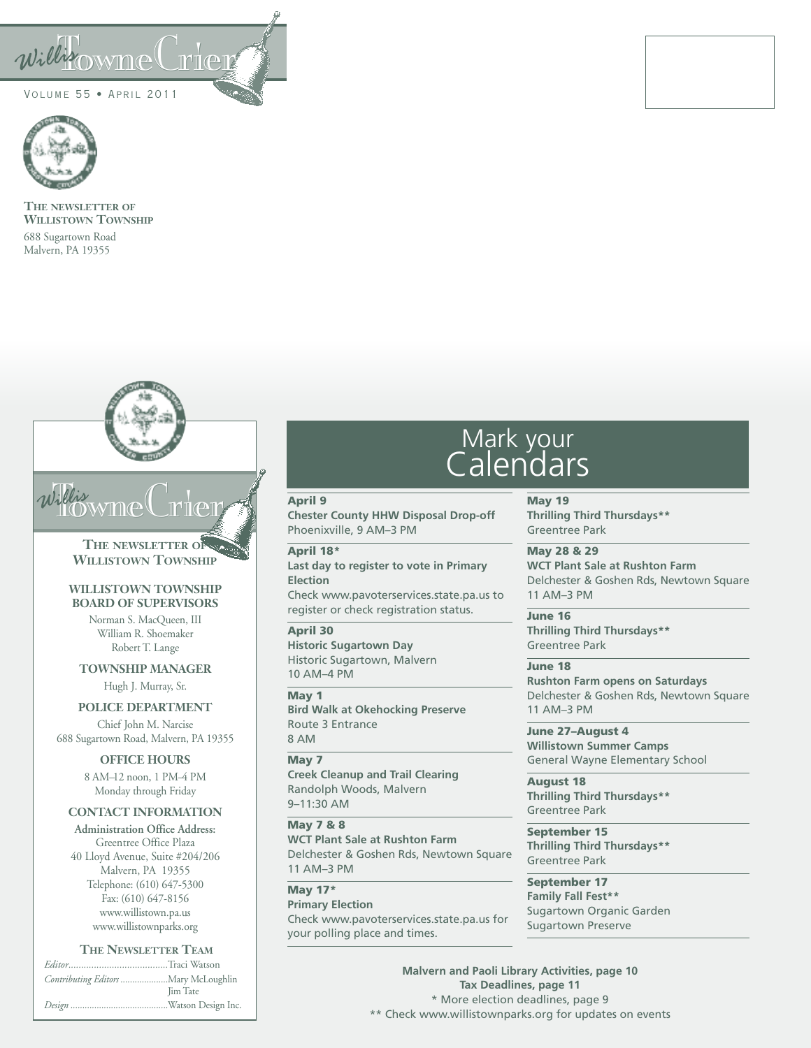# Willistown Towne Crier

Volume 55 • April 2011

**The newsletter of Willistown Township**
688 Sugartown Road
Malvern, PA 19355

# Willistown Towne Crier

**The newsletter of Willistown Township**

### WILLISTOWN TOWNSHIP BOARD OF SUPERVISORS

Norman S. MacQueen, III
William R. Shoemaker
Robert T. Lange

### TOWNSHIP MANAGER

Hugh J. Murray, Sr.

### POLICE DEPARTMENT

Chief John M. Narcise
688 Sugartown Road, Malvern, PA 19355

### OFFICE HOURS

8 AM–12 noon, 1 PM–4 PM
Monday through Friday

### CONTACT INFORMATION

**Administration Office Address:**
Greentree Office Plaza
40 Lloyd Avenue, Suite #204/206
Malvern, PA 19355
Telephone: (610) 647-5300
Fax: (610) 647-8156
www.willistown.pa.us
www.willistownparks.org

### The Newsletter Team

*Editor*....................................Traci Watson
*Contributing Editors*..................Mary McLoughlin
Jim Tate
*Design*.....................................Watson Design Inc.

## Mark your Calendars

**April 9**
**Chester County HHW Disposal Drop-off**
Phoenixville, 9 AM–3 PM

**April 18***
**Last day to register to vote in Primary Election**
Check www.pavoterservices.state.pa.us to register or check registration status.

**April 30**
**Historic Sugartown Day**
Historic Sugartown, Malvern
10 AM–4 PM

**May 1**
**Bird Walk at Okehocking Preserve**
Route 3 Entrance
8 AM

**May 7**
**Creek Cleanup and Trail Clearing**
Randolph Woods, Malvern
9–11:30 AM

**May 7 & 8**
**WCT Plant Sale at Rushton Farm**
Delchester & Goshen Rds, Newtown Square
11 AM–3 PM

**May 17***
**Primary Election**
Check www.pavoterservices.state.pa.us for your polling place and times.

**May 19**
**Thrilling Third Thursdays****
Greentree Park

**May 28 & 29**
**WCT Plant Sale at Rushton Farm**
Delchester & Goshen Rds, Newtown Square
11 AM–3 PM

**June 16**
**Thrilling Third Thursdays****
Greentree Park

**June 18**
**Rushton Farm opens on Saturdays**
Delchester & Goshen Rds, Newtown Square
11 AM–3 PM

**June 27–August 4**
**Willistown Summer Camps**
General Wayne Elementary School

**August 18**
**Thrilling Third Thursdays****
Greentree Park

**September 15**
**Thrilling Third Thursdays****
Greentree Park

**September 17**
**Family Fall Fest****
Sugartown Organic Garden
Sugartown Preserve

**Malvern and Paoli Library Activities, page 10**
**Tax Deadlines, page 11**
* More election deadlines, page 9
** Check www.willistownparks.org for updates on events